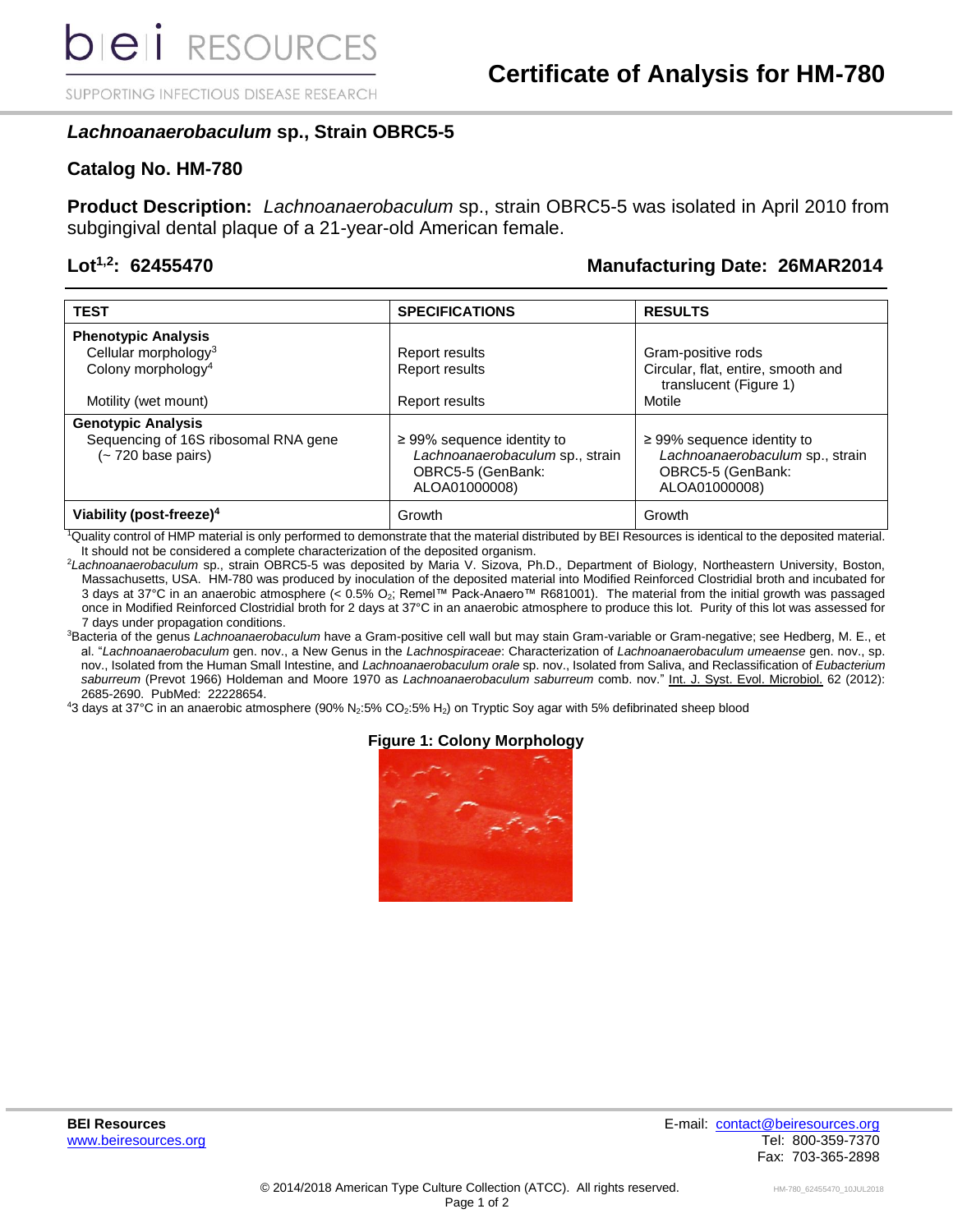# Certificate of Analysis for HM-780

## *Lachnoanaerobaculum* sp., Strain OBRC5-5

### Catalog No. HM-780

**Product Description:** *Lachnoanaerobaculum* sp., strain OBRC5-5 was isolated in April 2010 from subgingival dental plaque of a 21-year-old American female.

**Lot[1,2]: 62455470** **Manufacturing Date: 26MAR2014**

| TEST | SPECIFICATIONS | RESULTS |
|---|---|---|
| **Phenotypic Analysis** | | |
| Cellular morphology[3] | Report results | Gram-positive rods |
| Colony morphology[4] | Report results | Circular, flat, entire, smooth and translucent (Figure 1) |
| Motility (wet mount) | Report results | Motile |
| **Genotypic Analysis** | | |
| Sequencing of 16S ribosomal RNA gene (~ 720 base pairs) | ≥ 99% sequence identity to *Lachnoanaerobaculum* sp., strain OBRC5-5 (GenBank: ALOA01000008) | ≥ 99% sequence identity to *Lachnoanaerobaculum* sp., strain OBRC5-5 (GenBank: ALOA01000008) |
| **Viability (post-freeze)[4]** | Growth | Growth |

[1]Quality control of HMP material is only performed to demonstrate that the material distributed by BEI Resources is identical to the deposited material. It should not be considered a complete characterization of the deposited organism.

[2]*Lachnoanaerobaculum* sp., strain OBRC5-5 was deposited by Maria V. Sizova, Ph.D., Department of Biology, Northeastern University, Boston, Massachusetts, USA. HM-780 was produced by inoculation of the deposited material into Modified Reinforced Clostridial broth and incubated for 3 days at 37°C in an anaerobic atmosphere (< 0.5% $O_2$; Remel™ Pack-Anaero™ R681001). The material from the initial growth was passaged once in Modified Reinforced Clostridial broth for 2 days at 37°C in an anaerobic atmosphere to produce this lot. Purity of this lot was assessed for 7 days under propagation conditions.

[3]Bacteria of the genus *Lachnoanaerobaculum* have a Gram-positive cell wall but may stain Gram-variable or Gram-negative; see Hedberg, M. E., et al. "*Lachnoanaerobaculum* gen. nov., a New Genus in the *Lachnospiraceae*: Characterization of *Lachnoanaerobaculum umeaense* gen. nov., sp. nov., Isolated from the Human Small Intestine, and *Lachnoanaerobaculum orale* sp. nov., Isolated from Saliva, and Reclassification of *Eubacterium saburreum* (Prevot 1966) Holdeman and Moore 1970 as *Lachnoanaerobaculum saburreum* comb. nov." Int. J. Syst. Evol. Microbiol. 62 (2012): 2685-2690. PubMed: 22228654.

[4]3 days at 37°C in an anaerobic atmosphere (90% $N_2$:5% $CO_2$:5% $H_2$) on Tryptic Soy agar with 5% defibrinated sheep blood

**Figure 1: Colony Morphology**

**BEI Resources**
www.beiresources.org

E-mail: contact@beiresources.org
Tel: 800-359-7370
Fax: 703-365-2898

© 2014/2018 American Type Culture Collection (ATCC). All rights reserved.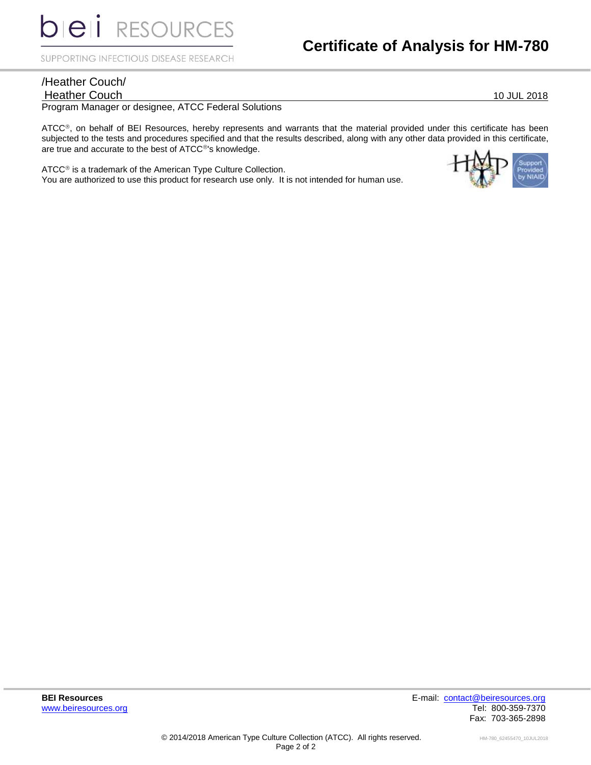/Heather Couch/

Heather Couch 10 JUL 2018

Program Manager or designee, ATCC Federal Solutions

ATCC®, on behalf of BEI Resources, hereby represents and warrants that the material provided under this certificate has been subjected to the tests and procedures specified and that the results described, along with any other data provided in this certificate, are true and accurate to the best of ATCC®'s knowledge.

ATCC® is a trademark of the American Type Culture Collection.
You are authorized to use this product for research use only. It is not intended for human use.

**BEI Resources**
www.beiresources.org

E-mail: contact@beiresources.org
Tel: 800-359-7370
Fax: 703-365-2898

© 2014/2018 American Type Culture Collection (ATCC). All rights reserved.

HM-780_62455470_10JUL2018